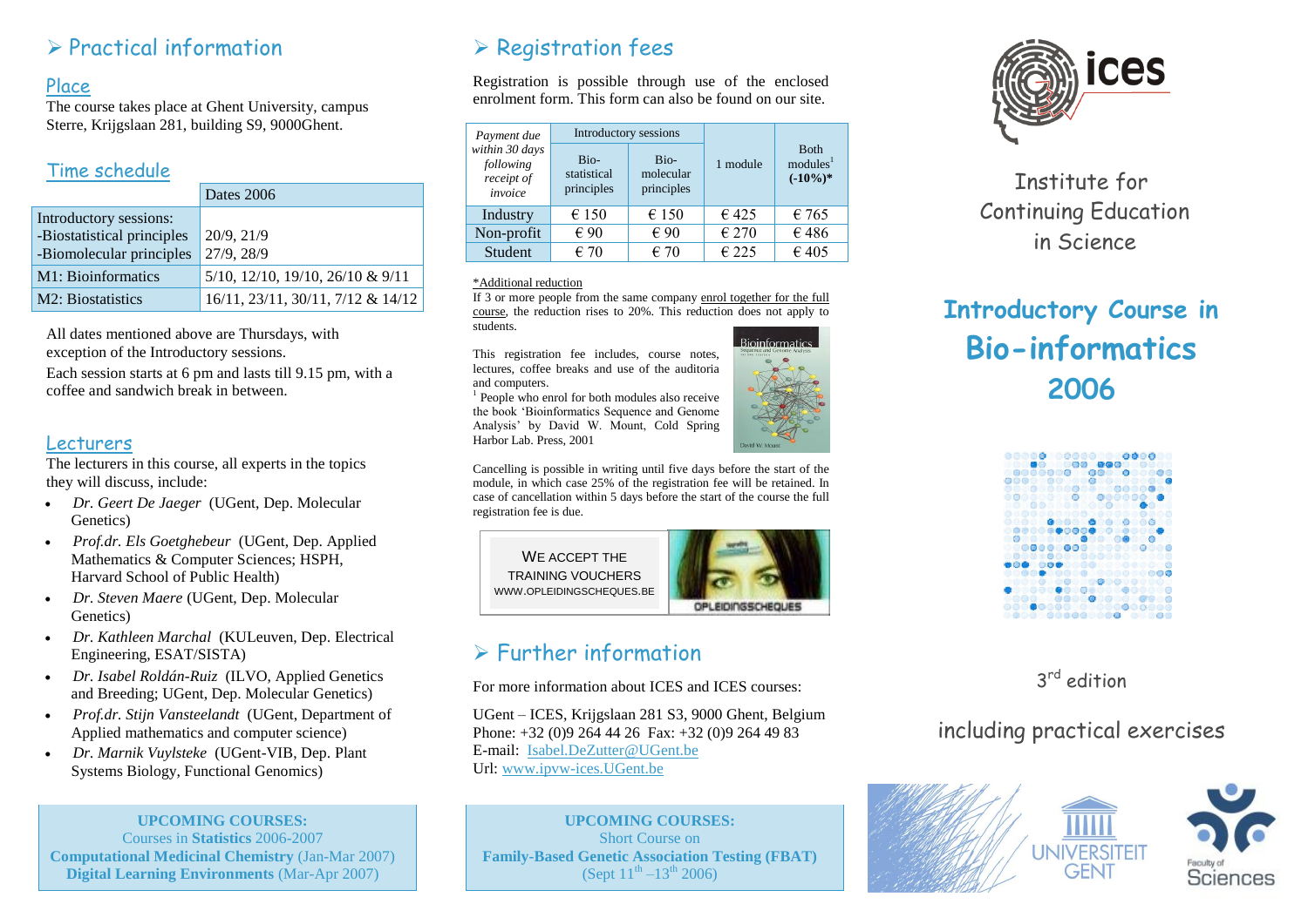## ➢ Practical information

### Place

The course takes place at Ghent University, campus Sterre, Krijgslaan 281, building S9, 9000Ghent.

### Time schedule

| | Dates 2006 |
|---|---|
| Introductory sessions:<br>-Biostatistical principles<br>-Biomolecular principles | <br>20/9, 21/9<br>27/9, 28/9 |
| M1: Bioinformatics | 5/10, 12/10, 19/10, 26/10 & 9/11 |
| M2: Biostatistics | 16/11, 23/11, 30/11, 7/12 & 14/12 |

All dates mentioned above are Thursdays, with exception of the Introductory sessions.

Each session starts at 6 pm and lasts till 9.15 pm, with a coffee and sandwich break in between.

### Lecturers

The lecturers in this course, all experts in the topics they will discuss, include:

- *Dr. Geert De Jaeger* (UGent, Dep. Molecular Genetics)
- *Prof.dr. Els Goetghebeur* (UGent, Dep. Applied Mathematics & Computer Sciences; HSPH, Harvard School of Public Health)
- *Dr. Steven Maere* (UGent, Dep. Molecular Genetics)
- *Dr. Kathleen Marchal* (KULeuven, Dep. Electrical Engineering, ESAT/SISTA)
- *Dr. Isabel Roldán-Ruiz* (ILVO, Applied Genetics and Breeding; UGent, Dep. Molecular Genetics)
- *Prof.dr. Stijn Vansteelandt* (UGent, Department of Applied mathematics and computer science)
- *Dr. Marnik Vuylsteke* (UGent-VIB, Dep. Plant Systems Biology, Functional Genomics)

**UPCOMING COURSES:**
Courses in **Statistics** 2006-2007
**Computational Medicinal Chemistry** (Jan-Mar 2007)
**Digital Learning Environments** (Mar-Apr 2007)

## ➢ Registration fees

Registration is possible through use of the enclosed enrolment form. This form can also be found on our site.

| *Payment due within 30 days following receipt of invoice* | Introductory sessions | | 1 module | Both modules[1] **(-10%)\*** |
|---|---|---|---|---|
| | Bio-statistical principles | Bio-molecular principles | | |
| Industry | € 150 | € 150 | € 425 | € 765 |
| Non-profit | € 90 | € 90 | € 270 | € 486 |
| Student | € 70 | € 70 | € 225 | € 405 |

*Additional reduction

If 3 or more people from the same company enrol together for the full course, the reduction rises to 20%. This reduction does not apply to students.

This registration fee includes, course notes, lectures, coffee breaks and use of the auditoria and computers.

[1] People who enrol for both modules also receive the book 'Bioinformatics Sequence and Genome Analysis' by David W. Mount, Cold Spring Harbor Lab. Press, 2001

Cancelling is possible in writing until five days before the start of the module, in which case 25% of the registration fee will be retained. In case of cancellation within 5 days before the start of the course the full registration fee is due.

WE ACCEPT THE TRAINING VOUCHERS
WWW.OPLEIDINGSCHEQUES.BE

OPLEIDINGSCHEQUES

## ➢ Further information

For more information about ICES and ICES courses:

UGent – ICES, Krijgslaan 281 S3, 9000 Ghent, Belgium
Phone: +32 (0)9 264 44 26 Fax: +32 (0)9 264 49 83
E-mail: Isabel.DeZutter@UGent.be
Url: www.ipvw-ices.UGent.be

**UPCOMING COURSES:**
Short Course on
**Family-Based Genetic Association Testing (FBAT)**
(Sept 11th –13th 2006)

ices

Institute for Continuing Education in Science

# Introductory Course in Bio-informatics 2006

3rd edition

including practical exercises

UNIVERSITEIT GENT

Faculty of Sciences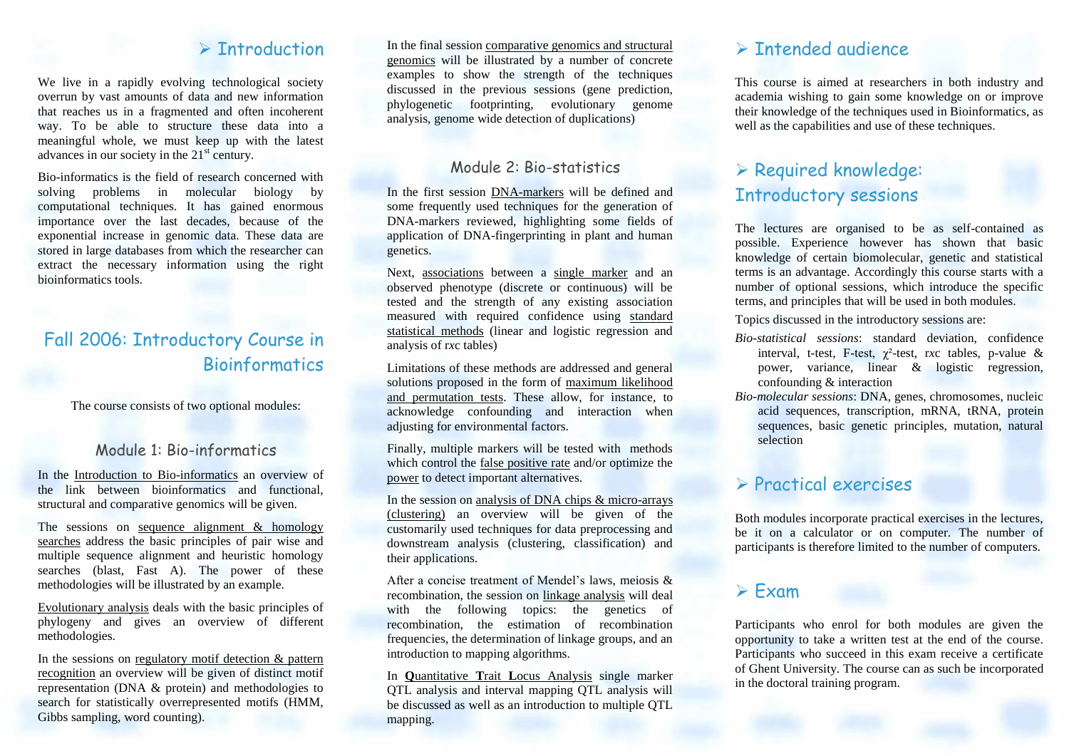## ➢ Introduction

We live in a rapidly evolving technological society overrun by vast amounts of data and new information that reaches us in a fragmented and often incoherent way. To be able to structure these data into a meaningful whole, we must keep up with the latest advances in our society in the 21st century.

Bio-informatics is the field of research concerned with solving problems in molecular biology by computational techniques. It has gained enormous importance over the last decades, because of the exponential increase in genomic data. These data are stored in large databases from which the researcher can extract the necessary information using the right bioinformatics tools.

# Fall 2006: Introductory Course in Bioinformatics

The course consists of two optional modules:

### Module 1: Bio-informatics

In the Introduction to Bio-informatics an overview of the link between bioinformatics and functional, structural and comparative genomics will be given.

The sessions on sequence alignment & homology searches address the basic principles of pair wise and multiple sequence alignment and heuristic homology searches (blast, Fast A). The power of these methodologies will be illustrated by an example.

Evolutionary analysis deals with the basic principles of phylogeny and gives an overview of different methodologies.

In the sessions on regulatory motif detection & pattern recognition an overview will be given of distinct motif representation (DNA & protein) and methodologies to search for statistically overrepresented motifs (HMM, Gibbs sampling, word counting).

In the final session comparative genomics and structural genomics will be illustrated by a number of concrete examples to show the strength of the techniques discussed in the previous sessions (gene prediction, phylogenetic footprinting, evolutionary genome analysis, genome wide detection of duplications)

### Module 2: Bio-statistics

In the first session DNA-markers will be defined and some frequently used techniques for the generation of DNA-markers reviewed, highlighting some fields of application of DNA-fingerprinting in plant and human genetics.

Next, associations between a single marker and an observed phenotype (discrete or continuous) will be tested and the strength of any existing association measured with required confidence using standard statistical methods (linear and logistic regression and analysis of *r*x*c* tables)

Limitations of these methods are addressed and general solutions proposed in the form of maximum likelihood and permutation tests. These allow, for instance, to acknowledge confounding and interaction when adjusting for environmental factors.

Finally, multiple markers will be tested with methods which control the false positive rate and/or optimize the power to detect important alternatives.

In the session on analysis of DNA chips & micro-arrays (clustering) an overview will be given of the customarily used techniques for data preprocessing and downstream analysis (clustering, classification) and their applications.

After a concise treatment of Mendel's laws, meiosis & recombination, the session on linkage analysis will deal with the following topics: the genetics of recombination, the estimation of recombination frequencies, the determination of linkage groups, and an introduction to mapping algorithms.

In **Q**uantitative **T**rait **L**ocus Analysis single marker QTL analysis and interval mapping QTL analysis will be discussed as well as an introduction to multiple QTL mapping.

## ➢ Intended audience

This course is aimed at researchers in both industry and academia wishing to gain some knowledge on or improve their knowledge of the techniques used in Bioinformatics, as well as the capabilities and use of these techniques.

## ➢ Required knowledge: Introductory sessions

The lectures are organised to be as self-contained as possible. Experience however has shown that basic knowledge of certain biomolecular, genetic and statistical terms is an advantage. Accordingly this course starts with a number of optional sessions, which introduce the specific terms, and principles that will be used in both modules.

Topics discussed in the introductory sessions are:

*Bio-statistical sessions*: standard deviation, confidence interval, t-test, F-test, $\chi^2$-test, *r*x*c* tables, p-value & power, variance, linear & logistic regression, confounding & interaction

*Bio-molecular sessions*: DNA, genes, chromosomes, nucleic acid sequences, transcription, mRNA, tRNA, protein sequences, basic genetic principles, mutation, natural selection

## ➢ Practical exercises

Both modules incorporate practical exercises in the lectures, be it on a calculator or on computer. The number of participants is therefore limited to the number of computers.

## ➢ Exam

Participants who enrol for both modules are given the opportunity to take a written test at the end of the course. Participants who succeed in this exam receive a certificate of Ghent University. The course can as such be incorporated in the doctoral training program.